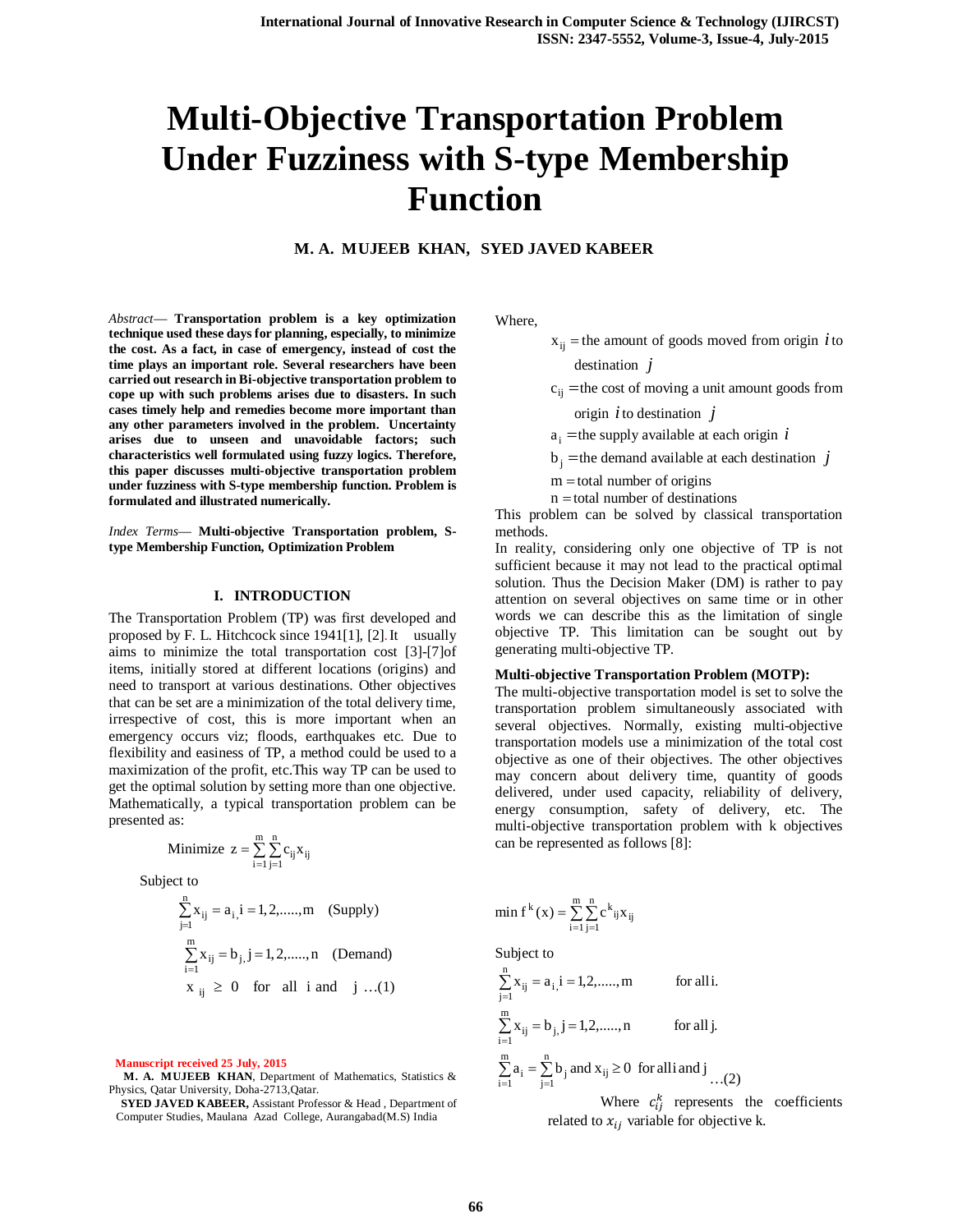# Multi-Objective Transportation Problem Under Fuzziness with S-type Membership Function

**M. A. MUJEEB KHAN, SYED JAVED KABEER**

*Abstract*— **Transportation problem is a key optimization technique used these days for planning, especially, to minimize the cost. As a fact, in case of emergency, instead of cost the time plays an important role. Several researchers have been carried out research in Bi-objective transportation problem to cope up with such problems arises due to disasters. In such cases timely help and remedies become more important than any other parameters involved in the problem. Uncertainty arises due to unseen and unavoidable factors; such characteristics well formulated using fuzzy logics. Therefore, this paper discusses multi-objective transportation problem under fuzziness with S-type membership function. Problem is formulated and illustrated numerically.**

*Index Terms*— **Multi-objective Transportation problem, S-type Membership Function, Optimization Problem**

## I. INTRODUCTION

The Transportation Problem (TP) was first developed and proposed by F. L. Hitchcock since 1941[1], [2]. It usually aims to minimize the total transportation cost [3]-[7]of items, initially stored at different locations (origins) and need to transport at various destinations. Other objectives that can be set are a minimization of the total delivery time, irrespective of cost, this is more important when an emergency occurs viz; floods, earthquakes etc. Due to flexibility and easiness of TP, a method could be used to a maximization of the profit, etc.This way TP can be used to get the optimal solution by setting more than one objective. Mathematically, a typical transportation problem can be presented as:

$$\text{Minimize } z = \sum_{i=1}^{m}\sum_{j=1}^{n} c_{ij} x_{ij}$$

Subject to

$$\sum_{j=1}^{n} x_{ij} = a_i,\ i = 1,2,\ldots\ldots,m \quad \text{(Supply)}$$

$$\sum_{i=1}^{m} x_{ij} = b_j,\ j = 1,2,\ldots\ldots,n \quad \text{(Demand)}$$

$$x_{ij} \geq 0 \quad \text{for all } i \text{ and } j \ \ldots(1)$$

Where,

$x_{ij}$ = the amount of goods moved from origin $i$ to destination $j$

$c_{ij}$ = the cost of moving a unit amount goods from origin $i$ to destination $j$

$a_i$ = the supply available at each origin $i$

$b_j$ = the demand available at each destination $j$

$m$ = total number of origins

$n$ = total number of destinations

This problem can be solved by classical transportation methods.

In reality, considering only one objective of TP is not sufficient because it may not lead to the practical optimal solution. Thus the Decision Maker (DM) is rather to pay attention on several objectives on same time or in other words we can describe this as the limitation of single objective TP. This limitation can be sought out by generating multi-objective TP.

**Multi-objective Transportation Problem (MOTP):**

The multi-objective transportation model is set to solve the transportation problem simultaneously associated with several objectives. Normally, existing multi-objective transportation models use a minimization of the total cost objective as one of their objectives. The other objectives may concern about delivery time, quantity of goods delivered, under used capacity, reliability of delivery, energy consumption, safety of delivery, etc. The multi-objective transportation problem with k objectives can be represented as follows [8]:

$$\min f^k(x) = \sum_{i=1}^{m}\sum_{j=1}^{n} c^k{}_{ij} x_{ij}$$

Subject to

$$\sum_{j=1}^{n} x_{ij} = a_i,\ i = 1,2,\ldots\ldots,m \qquad \text{for all } i.$$

$$\sum_{i=1}^{m} x_{ij} = b_j,\ j = 1,2,\ldots\ldots,n \qquad \text{for all } j.$$

$$\sum_{i=1}^{m} a_i = \sum_{j=1}^{n} b_j \text{ and } x_{ij} \geq 0 \text{ for all } i \text{ and } j \quad \ldots(2)$$

Where $c_{ij}^k$ represents the coefficients related to $x_{ij}$ variable for objective k.

Manuscript received 25 July, 2015

**M. A. MUJEEB KHAN**, Department of Mathematics, Statistics & Physics, Qatar University, Doha-2713,Qatar.

**SYED JAVED KABEER,** Assistant Professor & Head , Department of Computer Studies, Maulana Azad College, Aurangabad(M.S) India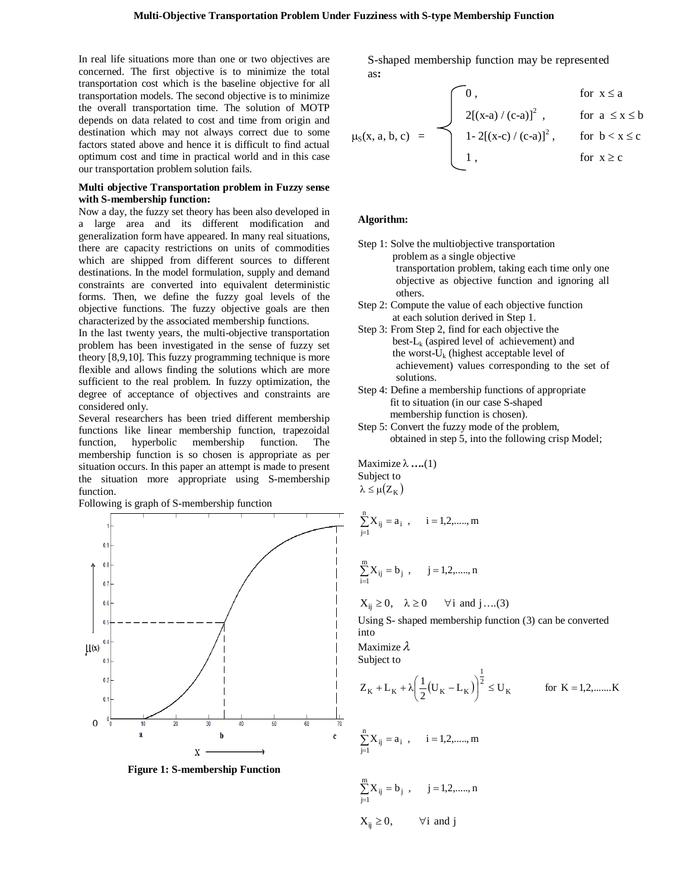In real life situations more than one or two objectives are concerned. The first objective is to minimize the total transportation cost which is the baseline objective for all transportation models. The second objective is to minimize the overall transportation time. The solution of MOTP depends on data related to cost and time from origin and destination which may not always correct due to some factors stated above and hence it is difficult to find actual optimum cost and time in practical world and in this case our transportation problem solution fails.

**Multi objective Transportation problem in Fuzzy sense with S-membership function:**

Now a day, the fuzzy set theory has been also developed in a large area and its different modification and generalization form have appeared. In many real situations, there are capacity restrictions on units of commodities which are shipped from different sources to different destinations. In the model formulation, supply and demand constraints are converted into equivalent deterministic forms. Then, we define the fuzzy goal levels of the objective functions. The fuzzy objective goals are then characterized by the associated membership functions.

In the last twenty years, the multi-objective transportation problem has been investigated in the sense of fuzzy set theory [8,9,10]. This fuzzy programming technique is more flexible and allows finding the solutions which are more sufficient to the real problem. In fuzzy optimization, the degree of acceptance of objectives and constraints are considered only.

Several researchers has been tried different membership functions like linear membership function, trapezoidal function, hyperbolic membership function. The membership function is so chosen is appropriate as per situation occurs. In this paper an attempt is made to present the situation more appropriate using S-membership function.

Following is graph of S-membership function

**Figure 1: S-membership Function**

S-shaped membership function may be represented as:

$$
\mu_S(x, a, b, c) = \begin{cases} 0, & \text{for } x \le a \\ 2[(x-a)/(c-a)]^2, & \text{for } a \le x \le b \\ 1 - 2[(x-c)/(c-a)]^2, & \text{for } b < x \le c \\ 1, & \text{for } x \ge c \end{cases}
$$

**Algorithm:**

Step 1: Solve the multiobjective transportation problem as a single objective transportation problem, taking each time only one objective as objective function and ignoring all others.

Step 2: Compute the value of each objective function at each solution derived in Step 1.

Step 3: From Step 2, find for each objective the best-$L_k$ (aspired level of achievement) and the worst-$U_k$ (highest acceptable level of achievement) values corresponding to the set of solutions.

Step 4: Define a membership functions of appropriate fit to situation (in our case S-shaped membership function is chosen).

Step 5: Convert the fuzzy mode of the problem, obtained in step 5, into the following crisp Model;

Maximize $\lambda$ **….**(1)

Subject to

$$\lambda \le \mu(Z_K)$$

$$\sum_{j=1}^{n} X_{ij} = a_i, \quad i = 1,2,\ldots\ldots, m$$

$$\sum_{i=1}^{m} X_{ij} = b_j, \quad j = 1,2,\ldots\ldots, n$$

$$X_{ij} \ge 0, \quad \lambda \ge 0 \quad \forall i \text{ and } j \ldots.(3)$$

Using S- shaped membership function (3) can be converted into

Maximize $\lambda$

Subject to

$$Z_K + L_K + \lambda\left(\frac{1}{2}(U_K - L_K)\right)^{\frac{1}{2}} \le U_K \qquad \text{for } K = 1,2,\ldots\ldots.K$$

$$\sum_{j=1}^{n} X_{ij} = a_i, \quad i = 1,2,\ldots\ldots, m$$

$$\sum_{j=1}^{m} X_{ij} = b_j, \quad j = 1,2,\ldots\ldots, n$$

$$X_{ij} \ge 0, \qquad \forall i \text{ and } j$$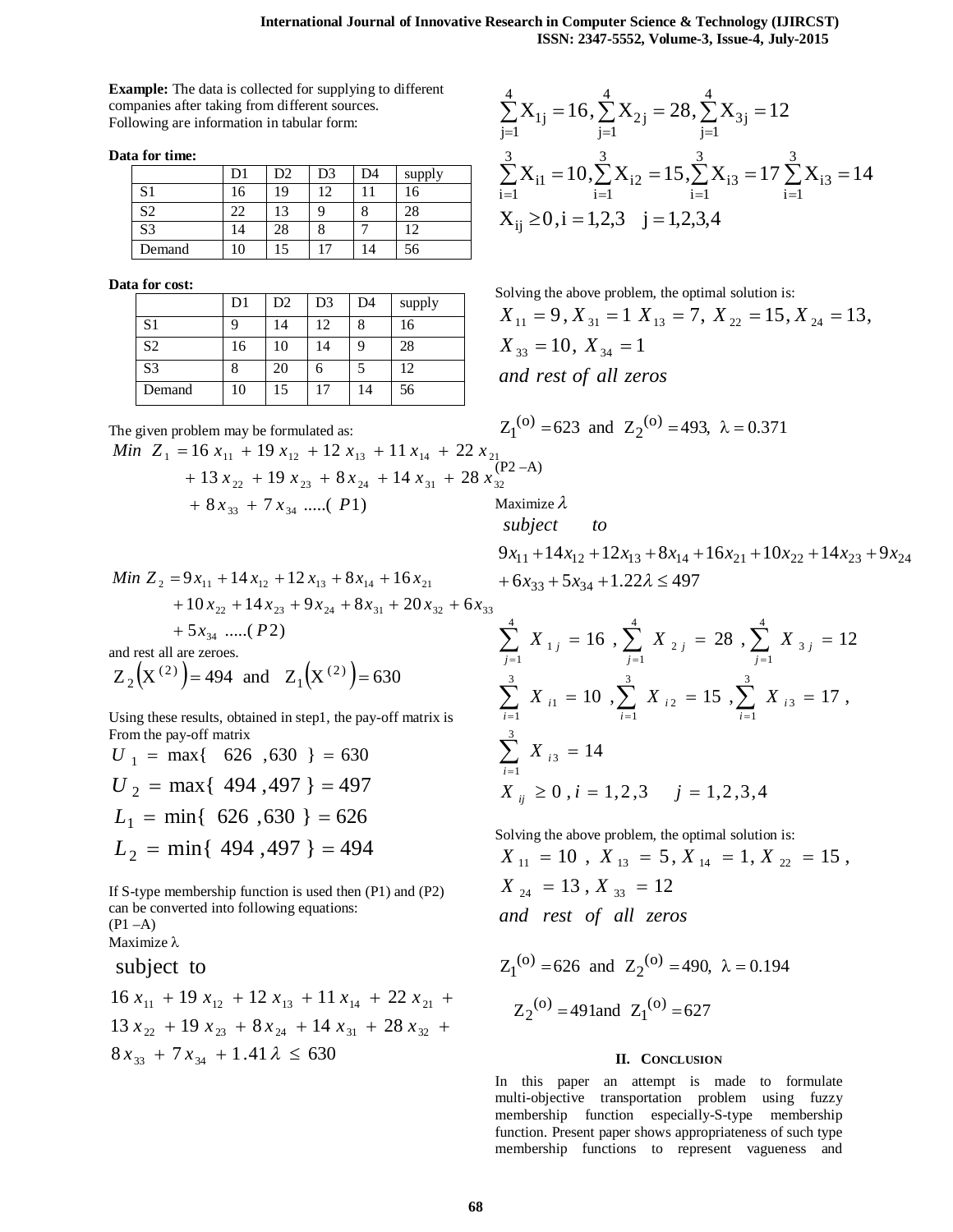**Example:** The data is collected for supplying to different companies after taking from different sources. Following are information in tabular form:

**Data for time:**

| | D1 | D2 | D3 | D4 | supply |
|---|---|---|---|---|---|
| S1 | 16 | 19 | 12 | 11 | 16 |
| S2 | 22 | 13 | 9 | 8 | 28 |
| S3 | 14 | 28 | 8 | 7 | 12 |
| Demand | 10 | 15 | 17 | 14 | 56 |

**Data for cost:**

| | D1 | D2 | D3 | D4 | supply |
|---|---|---|---|---|---|
| S1 | 9 | 14 | 12 | 8 | 16 |
| S2 | 16 | 10 | 14 | 9 | 28 |
| S3 | 8 | 20 | 6 | 5 | 12 |
| Demand | 10 | 15 | 17 | 14 | 56 |

The given problem may be formulated as:

$$Min\ Z_1 = 16\,x_{11} + 19\,x_{12} + 12\,x_{13} + 11\,x_{14} + 22\,x_{21} + 13\,x_{22} + 19\,x_{23} + 8\,x_{24} + 14\,x_{31} + 28\,x_{32} + 8\,x_{33} + 7\,x_{34}\ .....(P1)$$

$$Min\ Z_2 = 9x_{11} + 14x_{12} + 12x_{13} + 8x_{14} + 16x_{21} + 10x_{22} + 14x_{23} + 9x_{24} + 8x_{31} + 20x_{32} + 6x_{33} + 5x_{34}\ .....(P2)$$

$$\sum_{j=1}^{4} X_{1j} = 16, \sum_{j=1}^{4} X_{2j} = 28, \sum_{j=1}^{4} X_{3j} = 12$$

$$\sum_{i=1}^{3} X_{i1} = 10, \sum_{i=1}^{3} X_{i2} = 15, \sum_{i=1}^{3} X_{i3} = 17\ \sum_{i=1}^{3} X_{i3} = 14$$

$$X_{ij} \geq 0, i = 1,2,3 \quad j = 1,2,3,4$$

Solving the above problem, the optimal solution is:

$$X_{11} = 9, X_{31} = 1\ X_{13} = 7,\ X_{22} = 15, X_{24} = 13,$$
$$X_{33} = 10,\ X_{34} = 1$$
*and rest of all zeros*

$$Z_1^{(o)} = 623 \text{ and } Z_2^{(o)} = 493,\ \lambda = 0.371$$

and rest all are zeroes.

$$Z_2\left(X^{(2)}\right) = 494 \text{ and } Z_1\left(X^{(2)}\right) = 630$$

Using these results, obtained in step1, the pay-off matrix is From the pay-off matrix

$$U_1 = \max\{\ 626\ ,630\ \} = 630$$
$$U_2 = \max\{\ 494\ ,497\ \} = 497$$
$$L_1 = \min\{\ 626\ ,630\ \} = 626$$
$$L_2 = \min\{\ 494\ ,497\ \} = 494$$

If S-type membership function is used then (P1) and (P2) can be converted into following equations:

(P1 –A)

Maximize $\lambda$

subject to

$$16\,x_{11} + 19\,x_{12} + 12\,x_{13} + 11\,x_{14} + 22\,x_{21} + 13\,x_{22} + 19\,x_{23} + 8\,x_{24} + 14\,x_{31} + 28\,x_{32} + 8\,x_{33} + 7\,x_{34} + 1.41\,\lambda \leq 630$$

(P2 –A)

Maximize $\lambda$

*subject to*

$$9x_{11} + 14x_{12} + 12x_{13} + 8x_{14} + 16x_{21} + 10x_{22} + 14x_{23} + 9x_{24} + 6x_{33} + 5x_{34} + 1.22\lambda \leq 497$$

$$\sum_{j=1}^{4} X_{1j} = 16\ , \sum_{j=1}^{4} X_{2j} = 28\ , \sum_{j=1}^{4} X_{3j} = 12$$

$$\sum_{i=1}^{3} X_{i1} = 10\ , \sum_{i=1}^{3} X_{i2} = 15\ , \sum_{i=1}^{3} X_{i3} = 17\ ,$$

$$\sum_{i=1}^{3} X_{i3} = 14$$

$$X_{ij} \geq 0\ , i = 1,2,3 \quad j = 1,2,3,4$$

Solving the above problem, the optimal solution is:

$$X_{11} = 10\ ,\ X_{13} = 5, X_{14} = 1, X_{22} = 15\ ,$$
$$X_{24} = 13\ , X_{33} = 12$$
*and rest of all zeros*

$$Z_1^{(o)} = 626 \text{ and } Z_2^{(o)} = 490,\ \lambda = 0.194$$

$$Z_2^{(o)} = 491 \text{and } Z_1^{(o)} = 627$$

## II. Conclusion

In this paper an attempt is made to formulate multi-objective transportation problem using fuzzy membership function especially-S-type membership function. Present paper shows appropriateness of such type membership functions to represent vagueness and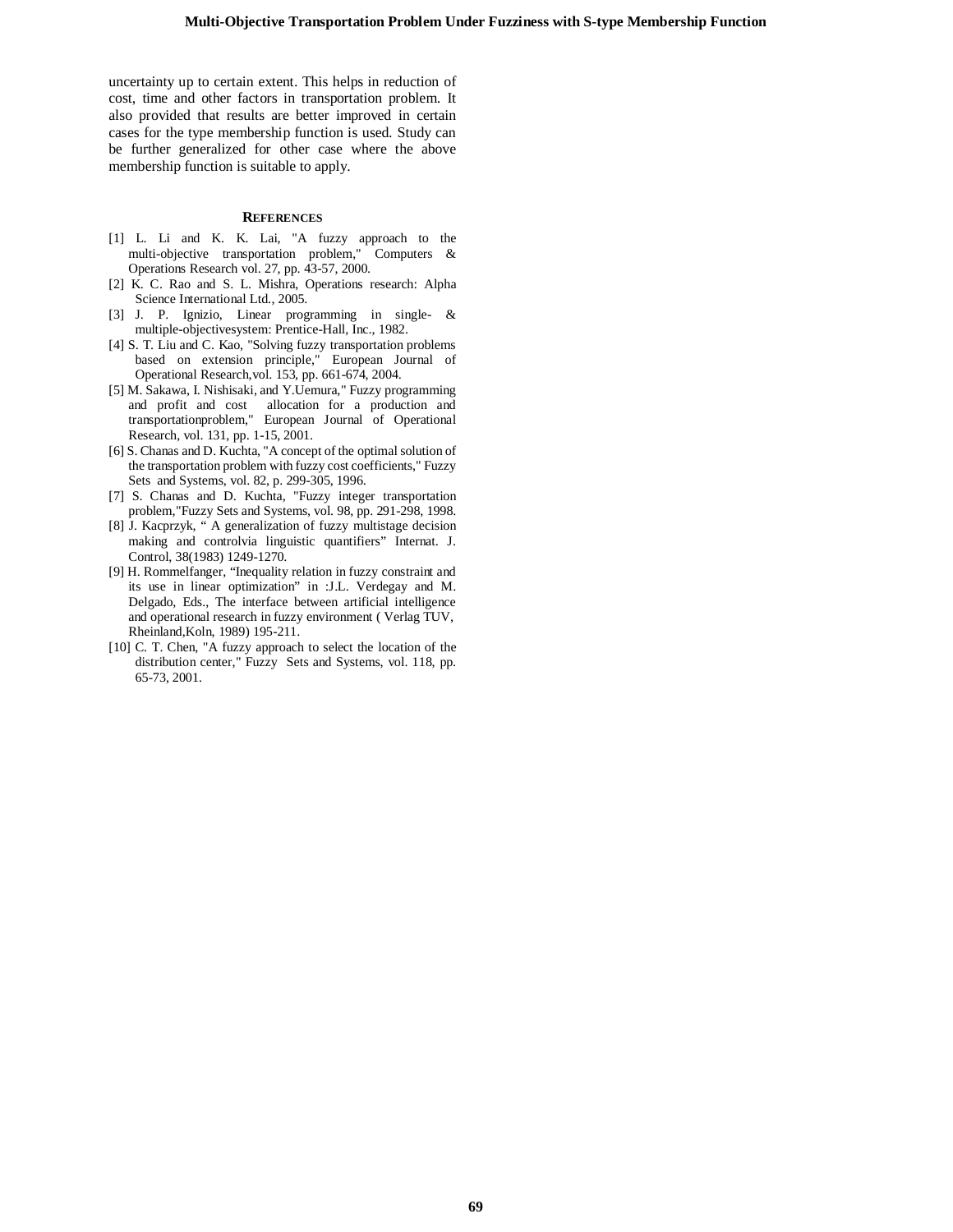uncertainty up to certain extent. This helps in reduction of cost, time and other factors in transportation problem. It also provided that results are better improved in certain cases for the type membership function is used. Study can be further generalized for other case where the above membership function is suitable to apply.

## References

[1] L. Li and K. K. Lai, "A fuzzy approach to the multi-objective transportation problem," Computers & Operations Research vol. 27, pp. 43-57, 2000.

[2] K. C. Rao and S. L. Mishra, Operations research: Alpha Science International Ltd., 2005.

[3] J. P. Ignizio, Linear programming in single- & multiple-objectivesystem: Prentice-Hall, Inc., 1982.

[4] S. T. Liu and C. Kao, "Solving fuzzy transportation problems based on extension principle," European Journal of Operational Research,vol. 153, pp. 661-674, 2004.

[5] M. Sakawa, I. Nishisaki, and Y.Uemura," Fuzzy programming and profit and cost allocation for a production and transportationproblem," European Journal of Operational Research, vol. 131, pp. 1-15, 2001.

[6] S. Chanas and D. Kuchta, "A concept of the optimal solution of the transportation problem with fuzzy cost coefficients," Fuzzy Sets and Systems, vol. 82, p. 299-305, 1996.

[7] S. Chanas and D. Kuchta, "Fuzzy integer transportation problem,"Fuzzy Sets and Systems, vol. 98, pp. 291-298, 1998.

[8] J. Kacprzyk, " A generalization of fuzzy multistage decision making and controlvia linguistic quantifiers" Internat. J. Control, 38(1983) 1249-1270.

[9] H. Rommelfanger, "Inequality relation in fuzzy constraint and its use in linear optimization" in :J.L. Verdegay and M. Delgado, Eds., The interface between artificial intelligence and operational research in fuzzy environment ( Verlag TUV, Rheinland,Koln, 1989) 195-211.

[10] C. T. Chen, "A fuzzy approach to select the location of the distribution center," Fuzzy Sets and Systems, vol. 118, pp. 65-73, 2001.